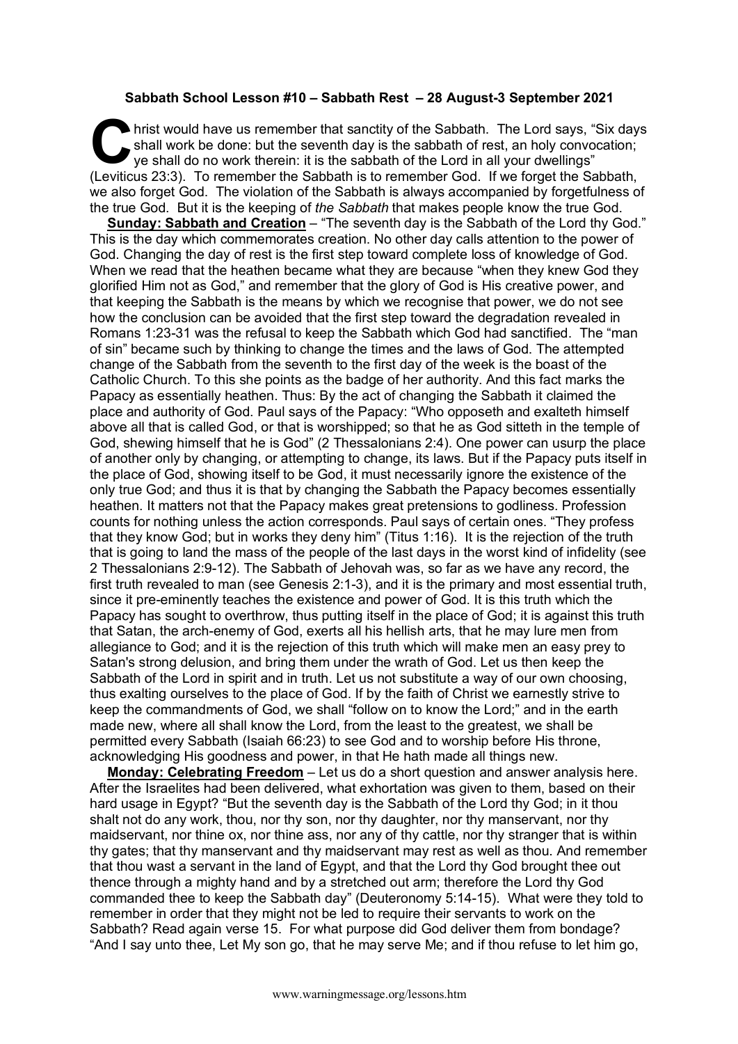**Sabbath School Lesson #10 – Sabbath Rest – 28 August-3 September 2021**

Christ would have us remember that sanctity of the Sabbath. The Lord says, "Six days shall work be done: but the seventh day is the sabbath of rest, an holy convocation; ye shall do no work therein: it is the sabbath of the Lord in all your dwellings" (Leviticus 23:3). To remember the Sabbath is to remember God. If we forget the Sabbath, we also forget God. The violation of the Sabbath is always accompanied by forgetfulness of the true God. But it is the keeping of *the Sabbath* that makes people know the true God.

**Sunday: Sabbath and Creation** – "The seventh day is the Sabbath of the Lord thy God." This is the day which commemorates creation. No other day calls attention to the power of God. Changing the day of rest is the first step toward complete loss of knowledge of God. When we read that the heathen became what they are because "when they knew God they glorified Him not as God," and remember that the glory of God is His creative power, and that keeping the Sabbath is the means by which we recognise that power, we do not see how the conclusion can be avoided that the first step toward the degradation revealed in Romans 1:23-31 was the refusal to keep the Sabbath which God had sanctified. The "man of sin" became such by thinking to change the times and the laws of God. The attempted change of the Sabbath from the seventh to the first day of the week is the boast of the Catholic Church. To this she points as the badge of her authority. And this fact marks the Papacy as essentially heathen. Thus: By the act of changing the Sabbath it claimed the place and authority of God. Paul says of the Papacy: "Who opposeth and exalteth himself above all that is called God, or that is worshipped; so that he as God sitteth in the temple of God, shewing himself that he is God" (2 Thessalonians 2:4). One power can usurp the place of another only by changing, or attempting to change, its laws. But if the Papacy puts itself in the place of God, showing itself to be God, it must necessarily ignore the existence of the only true God; and thus it is that by changing the Sabbath the Papacy becomes essentially heathen. It matters not that the Papacy makes great pretensions to godliness. Profession counts for nothing unless the action corresponds. Paul says of certain ones. "They profess that they know God; but in works they deny him" (Titus 1:16). It is the rejection of the truth that is going to land the mass of the people of the last days in the worst kind of infidelity (see 2 Thessalonians 2:9-12). The Sabbath of Jehovah was, so far as we have any record, the first truth revealed to man (see Genesis 2:1-3), and it is the primary and most essential truth, since it pre-eminently teaches the existence and power of God. It is this truth which the Papacy has sought to overthrow, thus putting itself in the place of God; it is against this truth that Satan, the arch-enemy of God, exerts all his hellish arts, that he may lure men from allegiance to God; and it is the rejection of this truth which will make men an easy prey to Satan's strong delusion, and bring them under the wrath of God. Let us then keep the Sabbath of the Lord in spirit and in truth. Let us not substitute a way of our own choosing, thus exalting ourselves to the place of God. If by the faith of Christ we earnestly strive to keep the commandments of God, we shall "follow on to know the Lord;" and in the earth made new, where all shall know the Lord, from the least to the greatest, we shall be permitted every Sabbath (Isaiah 66:23) to see God and to worship before His throne, acknowledging His goodness and power, in that He hath made all things new.

**Monday: Celebrating Freedom** – Let us do a short question and answer analysis here. After the Israelites had been delivered, what exhortation was given to them, based on their hard usage in Egypt? "But the seventh day is the Sabbath of the Lord thy God; in it thou shalt not do any work, thou, nor thy son, nor thy daughter, nor thy manservant, nor thy maidservant, nor thine ox, nor thine ass, nor any of thy cattle, nor thy stranger that is within thy gates; that thy manservant and thy maidservant may rest as well as thou. And remember that thou wast a servant in the land of Egypt, and that the Lord thy God brought thee out thence through a mighty hand and by a stretched out arm; therefore the Lord thy God commanded thee to keep the Sabbath day" (Deuteronomy 5:14-15). What were they told to remember in order that they might not be led to require their servants to work on the Sabbath? Read again verse 15. For what purpose did God deliver them from bondage? "And I say unto thee, Let My son go, that he may serve Me; and if thou refuse to let him go,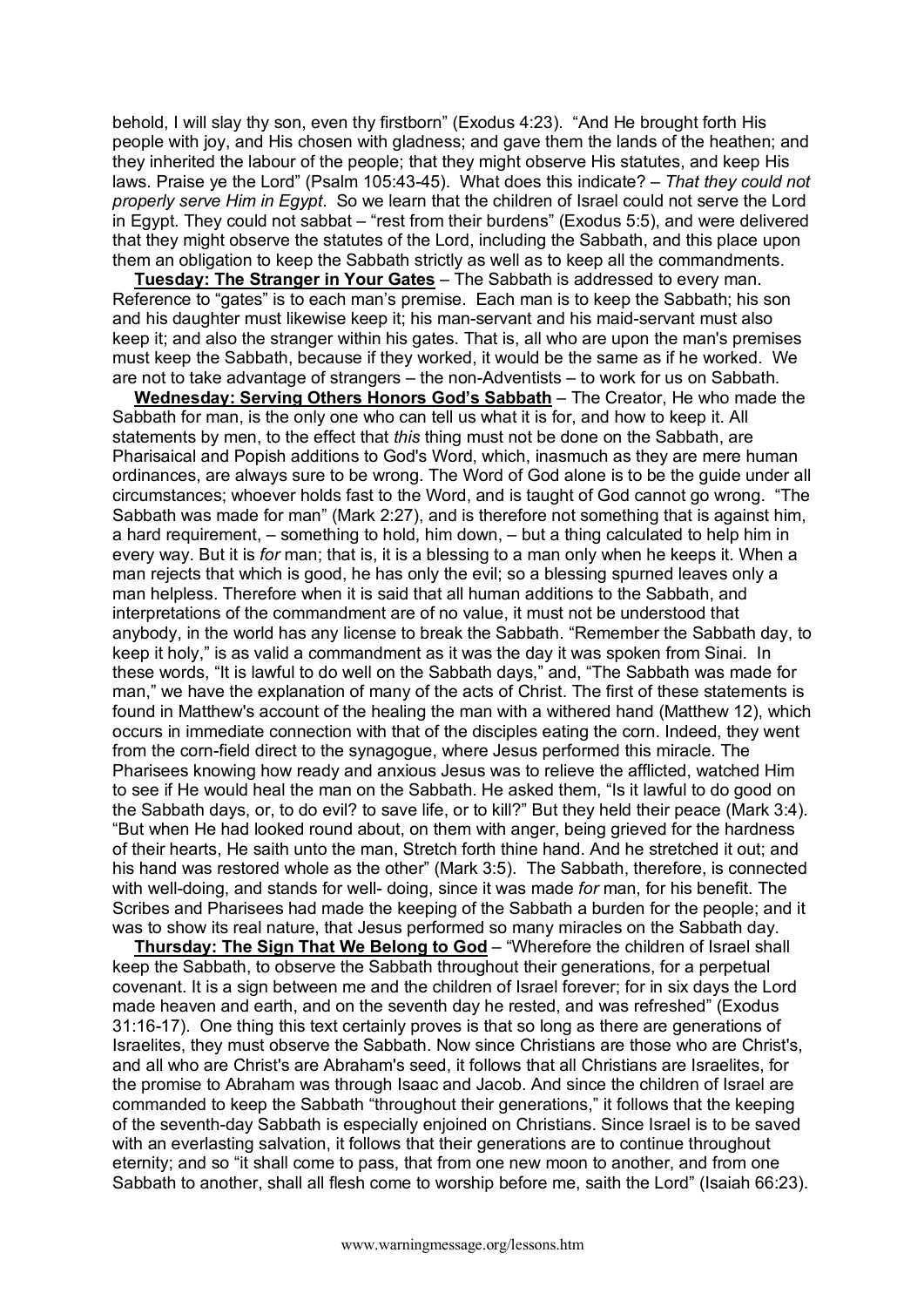behold, I will slay thy son, even thy firstborn" (Exodus 4:23). "And He brought forth His people with joy, and His chosen with gladness; and gave them the lands of the heathen; and they inherited the labour of the people; that they might observe His statutes, and keep His laws. Praise ye the Lord" (Psalm 105:43-45). What does this indicate? – *That they could not properly serve Him in Egypt*. So we learn that the children of Israel could not serve the Lord in Egypt. They could not sabbat – "rest from their burdens" (Exodus 5:5), and were delivered that they might observe the statutes of the Lord, including the Sabbath, and this place upon them an obligation to keep the Sabbath strictly as well as to keep all the commandments.

**Tuesday: The Stranger in Your Gates** – The Sabbath is addressed to every man. Reference to "gates" is to each man's premise. Each man is to keep the Sabbath; his son and his daughter must likewise keep it; his man-servant and his maid-servant must also keep it; and also the stranger within his gates. That is, all who are upon the man's premises must keep the Sabbath, because if they worked, it would be the same as if he worked. We are not to take advantage of strangers – the non-Adventists – to work for us on Sabbath.

**Wednesday: Serving Others Honors God's Sabbath** – The Creator, He who made the Sabbath for man, is the only one who can tell us what it is for, and how to keep it. All statements by men, to the effect that *this* thing must not be done on the Sabbath, are Pharisaical and Popish additions to God's Word, which, inasmuch as they are mere human ordinances, are always sure to be wrong. The Word of God alone is to be the guide under all circumstances; whoever holds fast to the Word, and is taught of God cannot go wrong. "The Sabbath was made for man" (Mark 2:27), and is therefore not something that is against him, a hard requirement, – something to hold, him down, – but a thing calculated to help him in every way. But it is *for* man; that is, it is a blessing to a man only when he keeps it. When a man rejects that which is good, he has only the evil; so a blessing spurned leaves only a man helpless. Therefore when it is said that all human additions to the Sabbath, and interpretations of the commandment are of no value, it must not be understood that anybody, in the world has any license to break the Sabbath. "Remember the Sabbath day, to keep it holy," is as valid a commandment as it was the day it was spoken from Sinai. In these words, "It is lawful to do well on the Sabbath days," and, "The Sabbath was made for man," we have the explanation of many of the acts of Christ. The first of these statements is found in Matthew's account of the healing the man with a withered hand (Matthew 12), which occurs in immediate connection with that of the disciples eating the corn. Indeed, they went from the corn-field direct to the synagogue, where Jesus performed this miracle. The Pharisees knowing how ready and anxious Jesus was to relieve the afflicted, watched Him to see if He would heal the man on the Sabbath. He asked them, "Is it lawful to do good on the Sabbath days, or, to do evil? to save life, or to kill?" But they held their peace (Mark 3:4). "But when He had looked round about, on them with anger, being grieved for the hardness of their hearts, He saith unto the man, Stretch forth thine hand. And he stretched it out; and his hand was restored whole as the other" (Mark 3:5). The Sabbath, therefore, is connected with well-doing, and stands for well- doing, since it was made *for* man, for his benefit. The Scribes and Pharisees had made the keeping of the Sabbath a burden for the people; and it was to show its real nature, that Jesus performed so many miracles on the Sabbath day.

**Thursday: The Sign That We Belong to God** – "Wherefore the children of Israel shall keep the Sabbath, to observe the Sabbath throughout their generations, for a perpetual covenant. It is a sign between me and the children of Israel forever; for in six days the Lord made heaven and earth, and on the seventh day he rested, and was refreshed" (Exodus 31:16-17). One thing this text certainly proves is that so long as there are generations of Israelites, they must observe the Sabbath. Now since Christians are those who are Christ's, and all who are Christ's are Abraham's seed, it follows that all Christians are Israelites, for the promise to Abraham was through Isaac and Jacob. And since the children of Israel are commanded to keep the Sabbath "throughout their generations," it follows that the keeping of the seventh-day Sabbath is especially enjoined on Christians. Since Israel is to be saved with an everlasting salvation, it follows that their generations are to continue throughout eternity; and so "it shall come to pass, that from one new moon to another, and from one Sabbath to another, shall all flesh come to worship before me, saith the Lord" (Isaiah 66:23).